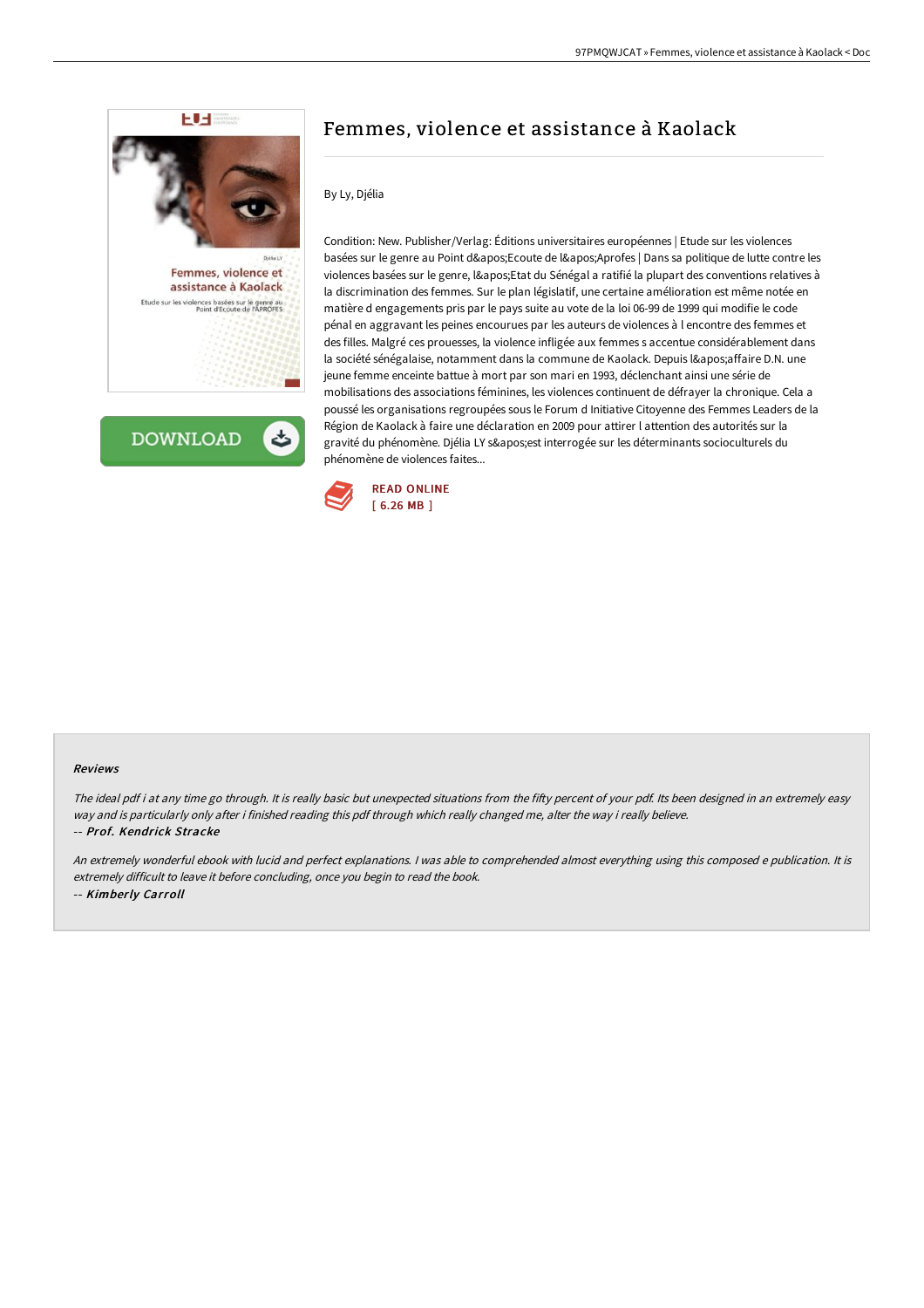# Femmes, violence et assistance à Kaolack

By Ly, Djélia

Condition: New. Publisher/Verlag: Éditions universitaires européennes | Etude sur les violences basées sur le genre au Point d&apos;Ecoute de l&apos;Aprofes | Dans sa politique de lutte contre les violences basées sur le genre, l&apos;Etat du Sénégal a ratifié la plupart des conventions relatives à la discrimination des femmes. Sur le plan législatif, une certaine amélioration est même notée en matière d engagements pris par le pays suite au vote de la loi 06-99 de 1999 qui modifie le code pénal en aggravant les peines encourues par les auteurs de violences à l encontre des femmes et des filles. Malgré ces prouesses, la violence infligée aux femmes s accentue considérablement dans la société sénégalaise, notamment dans la commune de Kaolack. Depuis l&apos;affaire D.N. une jeune femme enceinte battue à mort par son mari en 1993, déclenchant ainsi une série de mobilisations des associations féminines, les violences continuent de défrayer la chronique. Cela a poussé les organisations regroupées sous le Forum d Initiative Citoyenne des Femmes Leaders de la Région de Kaolack à faire une déclaration en 2009 pour attirer l attention des autorités sur la gravité du phénomène. Djélia LY s&apos;est interrogée sur les déterminants socioculturels du phénomène de violences faites...

READ ONLINE
[ 6.26 MB ]

## Reviews

*The ideal pdf i at any time go through. It is really basic but unexpected situations from the fifty percent of your pdf. Its been designed in an extremely easy way and is particularly only after i finished reading this pdf through which really changed me, alter the way i really believe.*
-- ***Prof. Kendrick Stracke***

*An extremely wonderful ebook with lucid and perfect explanations. I was able to comprehended almost everything using this composed e publication. It is extremely difficult to leave it before concluding, once you begin to read the book.*
-- ***Kimberly Carroll***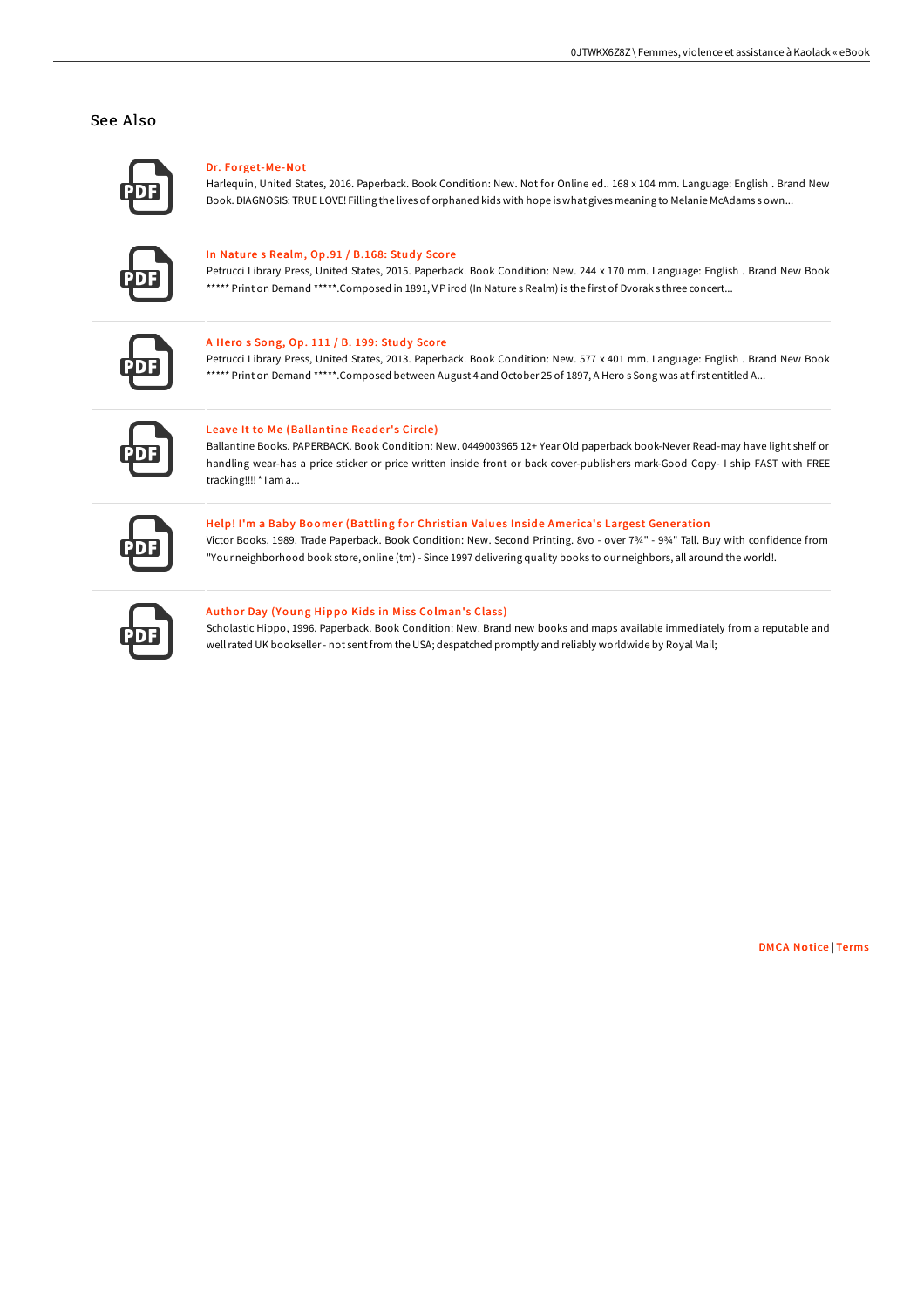## See Also

### Dr. Forget-Me-Not

Harlequin, United States, 2016. Paperback. Book Condition: New. Not for Online ed.. 168 x 104 mm. Language: English . Brand New Book. DIAGNOSIS: TRUE LOVE! Filling the lives of orphaned kids with hope is what gives meaning to Melanie McAdams s own...

### In Nature s Realm, Op.91 / B.168: Study Score

Petrucci Library Press, United States, 2015. Paperback. Book Condition: New. 244 x 170 mm. Language: English . Brand New Book ***** Print on Demand *****.Composed in 1891, V P irod (In Nature s Realm) is the first of Dvorak s three concert...

### A Hero s Song, Op. 111 / B. 199: Study Score

Petrucci Library Press, United States, 2013. Paperback. Book Condition: New. 577 x 401 mm. Language: English . Brand New Book ***** Print on Demand *****.Composed between August 4 and October 25 of 1897, A Hero s Song was at first entitled A...

### Leave It to Me (Ballantine Reader's Circle)

Ballantine Books. PAPERBACK. Book Condition: New. 0449003965 12+ Year Old paperback book-Never Read-may have light shelf or handling wear-has a price sticker or price written inside front or back cover-publishers mark-Good Copy- I ship FAST with FREE tracking!!!! * I am a...

### Help! I'm a Baby Boomer (Battling for Christian Values Inside America's Largest Generation

Victor Books, 1989. Trade Paperback. Book Condition: New. Second Printing. 8vo - over 7¾" - 9¾" Tall. Buy with confidence from "Your neighborhood book store, online (tm) - Since 1997 delivering quality books to our neighbors, all around the world!.

### Author Day (Young Hippo Kids in Miss Colman's Class)

Scholastic Hippo, 1996. Paperback. Book Condition: New. Brand new books and maps available immediately from a reputable and well rated UK bookseller - not sent from the USA; despatched promptly and reliably worldwide by Royal Mail;